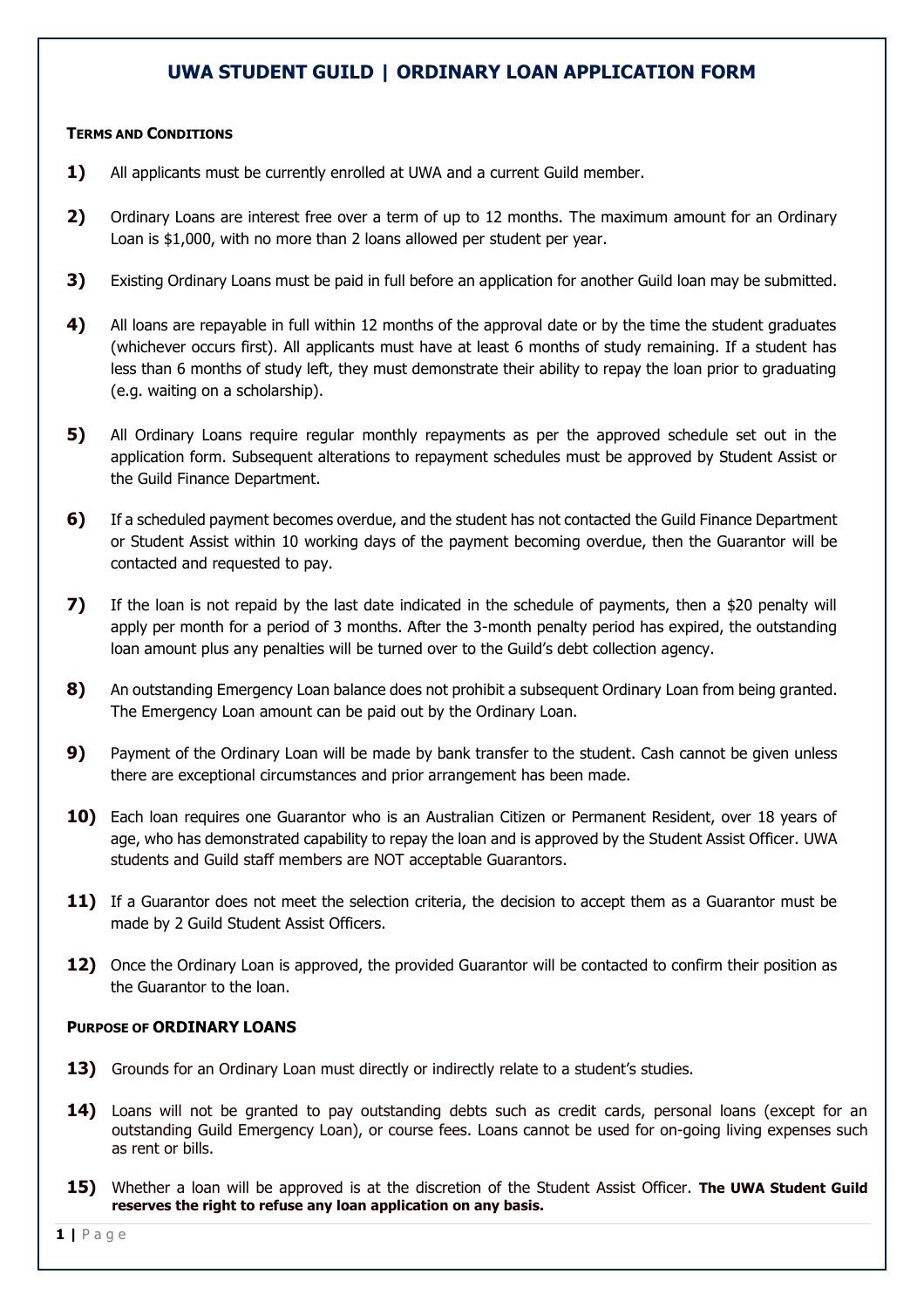# UWA STUDENT GUILD | ORDINARY LOAN APPLICATION FORM

**TERMS AND CONDITIONS**

**1)** All applicants must be currently enrolled at UWA and a current Guild member.

**2)** Ordinary Loans are interest free over a term of up to 12 months. The maximum amount for an Ordinary Loan is $1,000, with no more than 2 loans allowed per student per year.

**3)** Existing Ordinary Loans must be paid in full before an application for another Guild loan may be submitted.

**4)** All loans are repayable in full within 12 months of the approval date or by the time the student graduates (whichever occurs first). All applicants must have at least 6 months of study remaining. If a student has less than 6 months of study left, they must demonstrate their ability to repay the loan prior to graduating (e.g. waiting on a scholarship).

**5)** All Ordinary Loans require regular monthly repayments as per the approved schedule set out in the application form. Subsequent alterations to repayment schedules must be approved by Student Assist or the Guild Finance Department.

**6)** If a scheduled payment becomes overdue, and the student has not contacted the Guild Finance Department or Student Assist within 10 working days of the payment becoming overdue, then the Guarantor will be contacted and requested to pay.

**7)** If the loan is not repaid by the last date indicated in the schedule of payments, then a $20 penalty will apply per month for a period of 3 months. After the 3-month penalty period has expired, the outstanding loan amount plus any penalties will be turned over to the Guild's debt collection agency.

**8)** An outstanding Emergency Loan balance does not prohibit a subsequent Ordinary Loan from being granted. The Emergency Loan amount can be paid out by the Ordinary Loan.

**9)** Payment of the Ordinary Loan will be made by bank transfer to the student. Cash cannot be given unless there are exceptional circumstances and prior arrangement has been made.

**10)** Each loan requires one Guarantor who is an Australian Citizen or Permanent Resident, over 18 years of age, who has demonstrated capability to repay the loan and is approved by the Student Assist Officer. UWA students and Guild staff members are NOT acceptable Guarantors.

**11)** If a Guarantor does not meet the selection criteria, the decision to accept them as a Guarantor must be made by 2 Guild Student Assist Officers.

**12)** Once the Ordinary Loan is approved, the provided Guarantor will be contacted to confirm their position as the Guarantor to the loan.

**PURPOSE OF ORDINARY LOANS**

**13)** Grounds for an Ordinary Loan must directly or indirectly relate to a student's studies.

**14)** Loans will not be granted to pay outstanding debts such as credit cards, personal loans (except for an outstanding Guild Emergency Loan), or course fees. Loans cannot be used for on-going living expenses such as rent or bills.

**15)** Whether a loan will be approved is at the discretion of the Student Assist Officer. **The UWA Student Guild reserves the right to refuse any loan application on any basis.**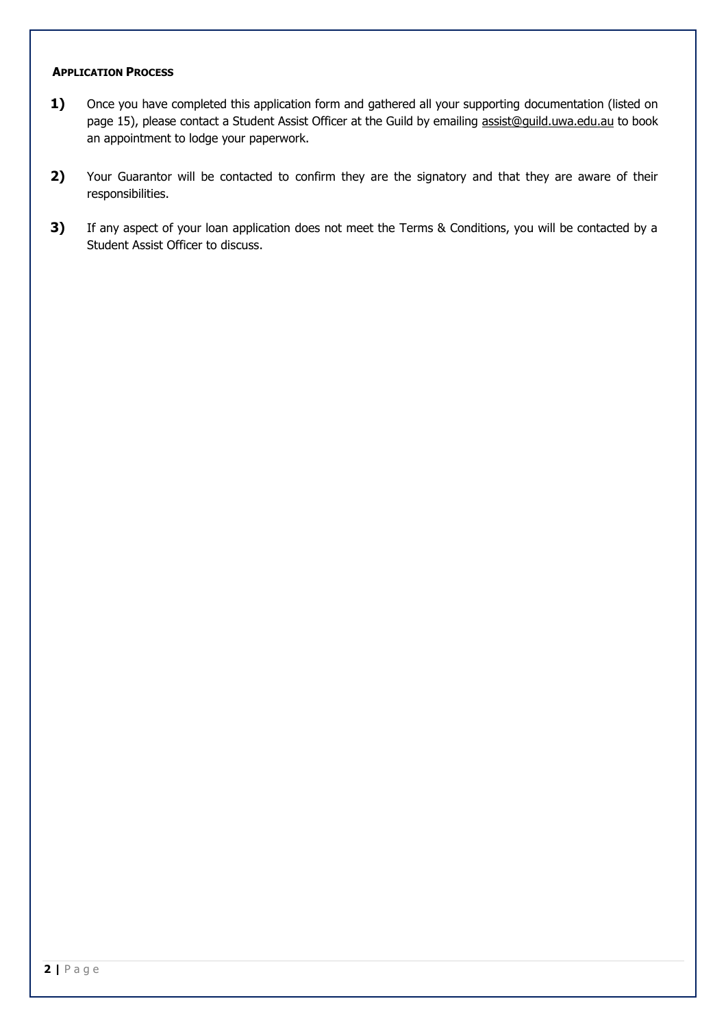## Application Process

1) Once you have completed this application form and gathered all your supporting documentation (listed on page 15), please contact a Student Assist Officer at the Guild by emailing assist@guild.uwa.edu.au to book an appointment to lodge your paperwork.

2) Your Guarantor will be contacted to confirm they are the signatory and that they are aware of their responsibilities.

3) If any aspect of your loan application does not meet the Terms & Conditions, you will be contacted by a Student Assist Officer to discuss.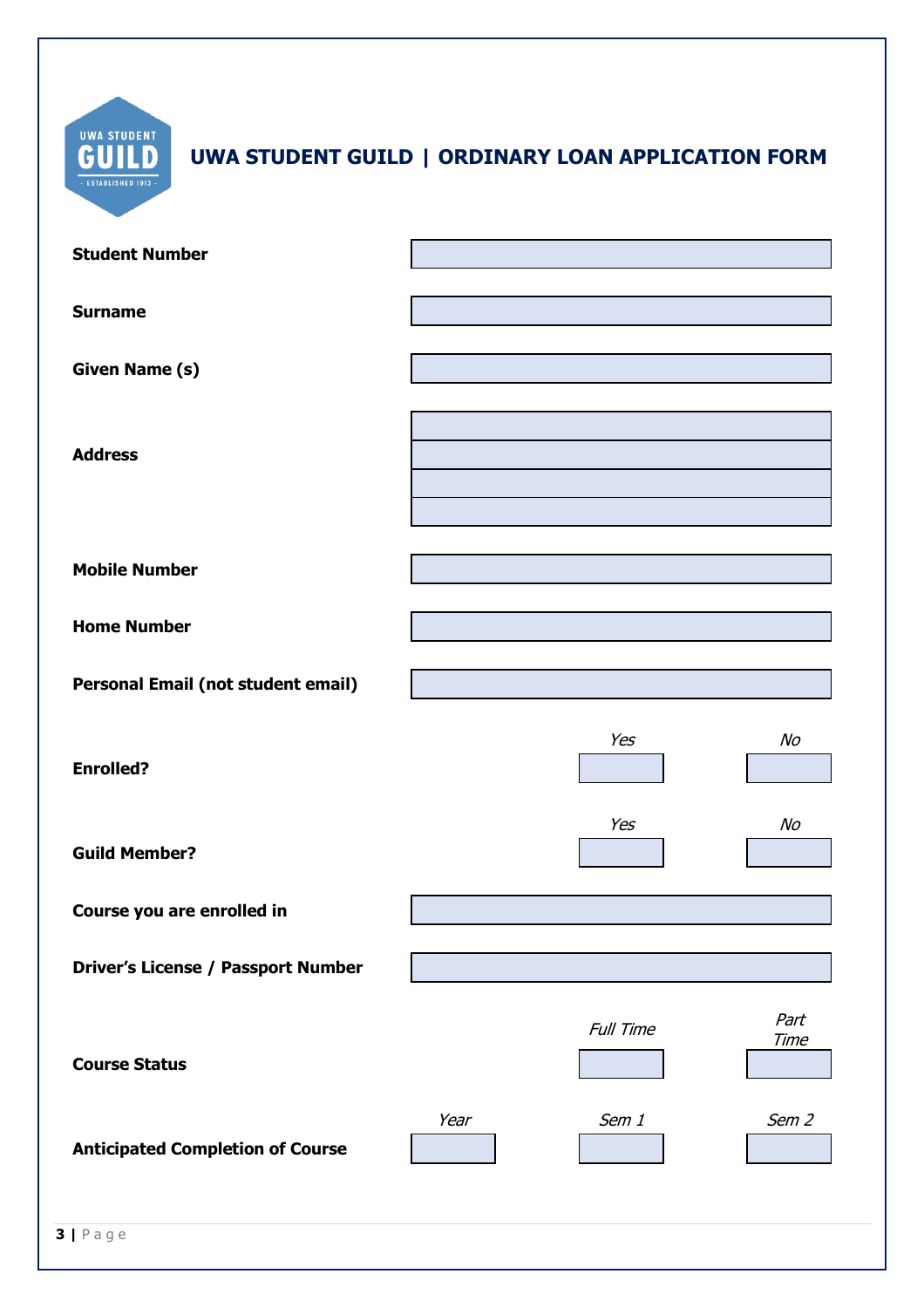# UWA STUDENT GUILD | ORDINARY LOAN APPLICATION FORM

| | | | |
|---|---|---|---|
| **Student Number** | | | |
| **Surname** | | | |
| **Given Name (s)** | | | |
| **Address** | | | |
| | | | |
| | | | |
| | | | |
| **Mobile Number** | | | |
| **Home Number** | | | |
| **Personal Email (not student email)** | | | |
| | | *Yes* | *No* |
| **Enrolled?** | | | |
| | | *Yes* | *No* |
| **Guild Member?** | | | |
| **Course you are enrolled in** | | | |
| **Driver's License / Passport Number** | | | |
| | | *Full Time* | *Part Time* |
| **Course Status** | | | |
| | *Year* | *Sem 1* | *Sem 2* |
| **Anticipated Completion of Course** | | | |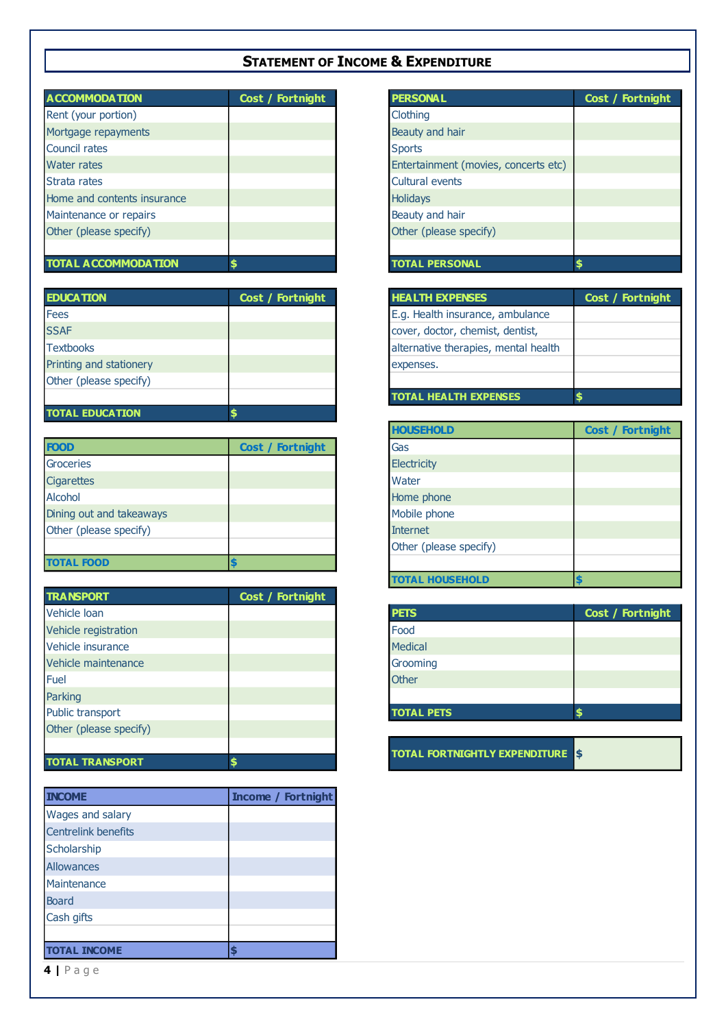## STATEMENT OF INCOME & EXPENDITURE

| ACCOMMODATION | Cost / Fortnight |
|---|---|
| Rent (your portion) | |
| Mortgage repayments | |
| Council rates | |
| Water rates | |
| Strata rates | |
| Home and contents insurance | |
| Maintenance or repairs | |
| Other (please specify) | |
| | |
| TOTAL ACCOMMODATION | $ |

| EDUCATION | Cost / Fortnight |
|---|---|
| Fees | |
| SSAF | |
| Textbooks | |
| Printing and stationery | |
| Other (please specify) | |
| | |
| TOTAL EDUCATION | $ |

| FOOD | Cost / Fortnight |
|---|---|
| Groceries | |
| Cigarettes | |
| Alcohol | |
| Dining out and takeaways | |
| Other (please specify) | |
| | |
| TOTAL FOOD | $ |

| TRANSPORT | Cost / Fortnight |
|---|---|
| Vehicle loan | |
| Vehicle registration | |
| Vehicle insurance | |
| Vehicle maintenance | |
| Fuel | |
| Parking | |
| Public transport | |
| Other (please specify) | |
| | |
| TOTAL TRANSPORT | $ |

| INCOME | Income / Fortnight |
|---|---|
| Wages and salary | |
| Centrelink benefits | |
| Scholarship | |
| Allowances | |
| Maintenance | |
| Board | |
| Cash gifts | |
| | |
| TOTAL INCOME | $ |

| PERSONAL | Cost / Fortnight |
|---|---|
| Clothing | |
| Beauty and hair | |
| Sports | |
| Entertainment (movies, concerts etc) | |
| Cultural events | |
| Holidays | |
| Beauty and hair | |
| Other (please specify) | |
| | |
| TOTAL PERSONAL | $ |

| HEALTH EXPENSES | Cost / Fortnight |
|---|---|
| E.g. Health insurance, ambulance | |
| cover, doctor, chemist, dentist, | |
| alternative therapies, mental health | |
| expenses. | |
| | |
| TOTAL HEALTH EXPENSES | $ |

| HOUSEHOLD | Cost / Fortnight |
|---|---|
| Gas | |
| Electricity | |
| Water | |
| Home phone | |
| Mobile phone | |
| Internet | |
| Other (please specify) | |
| | |
| TOTAL HOUSEHOLD | $ |

| PETS | Cost / Fortnight |
|---|---|
| Food | |
| Medical | |
| Grooming | |
| Other | |
| | |
| TOTAL PETS | $ |

| TOTAL FORTNIGHTLY EXPENDITURE | $ |
|---|---|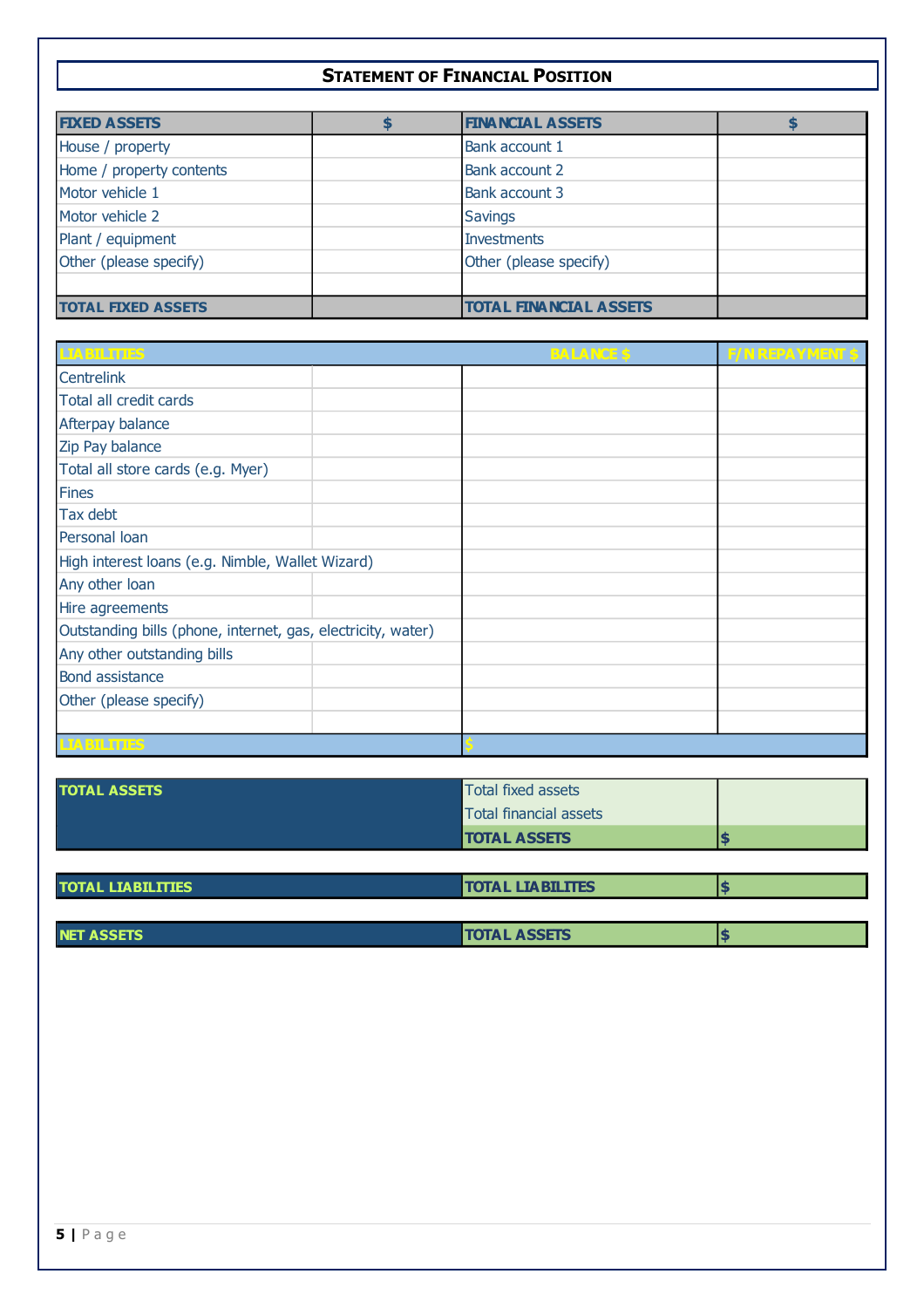## STATEMENT OF FINANCIAL POSITION

| FIXED ASSETS | $ | FINANCIAL ASSETS | $ |
|---|---|---|---|
| House / property | | Bank account 1 | |
| Home / property contents | | Bank account 2 | |
| Motor vehicle 1 | | Bank account 3 | |
| Motor vehicle 2 | | Savings | |
| Plant / equipment | | Investments | |
| Other (please specify) | | Other (please specify) | |
| | | | |
| **TOTAL FIXED ASSETS** | | **TOTAL FINANCIAL ASSETS** | |

| LIABILITIES | | BALANCE $ | F/N REPAYMENT $ |
|---|---|---|---|
| Centrelink | | | |
| Total all credit cards | | | |
| Afterpay balance | | | |
| Zip Pay balance | | | |
| Total all store cards (e.g. Myer) | | | |
| Fines | | | |
| Tax debt | | | |
| Personal loan | | | |
| High interest loans (e.g. Nimble, Wallet Wizard) | | | |
| Any other loan | | | |
| Hire agreements | | | |
| Outstanding bills (phone, internet, gas, electricity, water) | | | |
| Any other outstanding bills | | | |
| Bond assistance | | | |
| Other (please specify) | | | |
| | | | |
| **LIABILITIES** | | $ | |

| | | |
|---|---|---|
| **TOTAL ASSETS** | Total fixed assets | |
| | Total financial assets | |
| | **TOTAL ASSETS** | $ |

| | | |
|---|---|---|
| **TOTAL LIABILITIES** | **TOTAL LIABILITES** | $ |

| | | |
|---|---|---|
| **NET ASSETS** | **TOTAL ASSETS** | $ |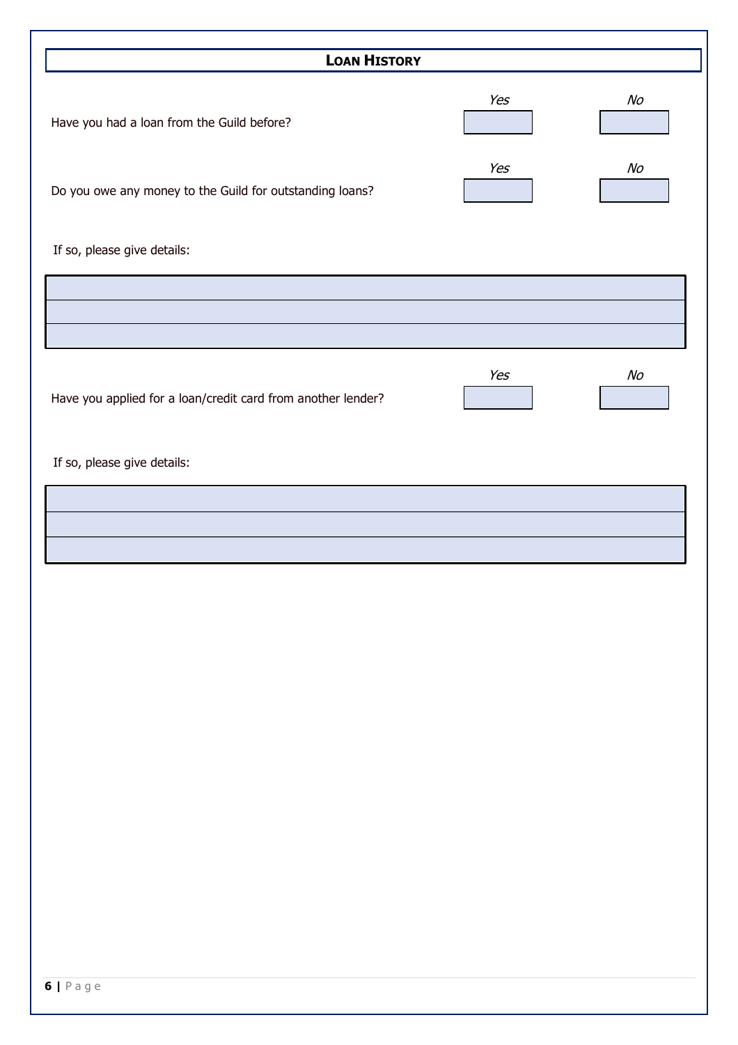## Loan History

| | Yes | No |
|---|---|---|
| Have you had a loan from the Guild before? | | |
| Do you owe any money to the Guild for outstanding loans? | | |

If so, please give details:

| |
|---|
| |
| |
| |

| | Yes | No |
|---|---|---|
| Have you applied for a loan/credit card from another lender? | | |

If so, please give details:

| |
|---|
| |
| |
| |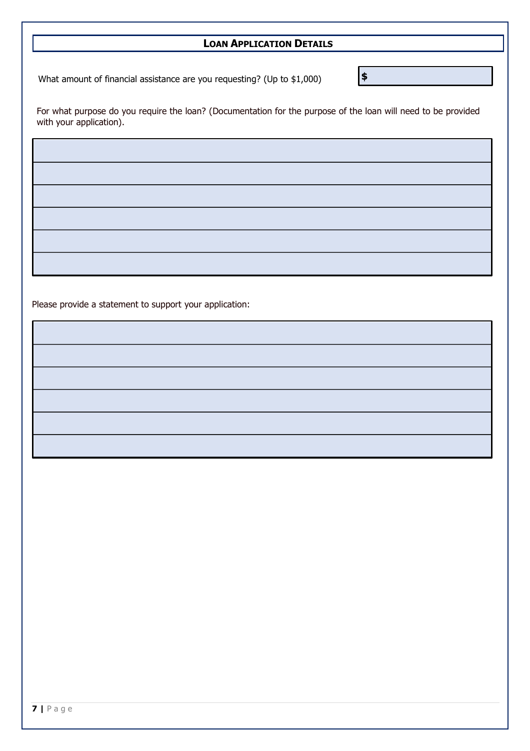## LOAN APPLICATION DETAILS

What amount of financial assistance are you requesting? (Up to $1,000)

**$**

For what purpose do you require the loan? (Documentation for the purpose of the loan will need to be provided with your application).

Please provide a statement to support your application: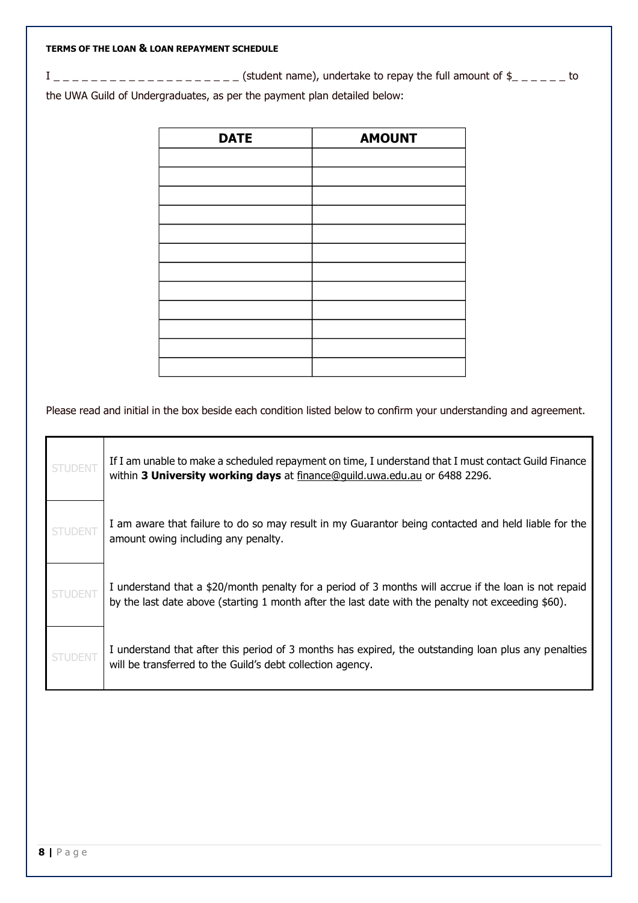#### TERMS OF THE LOAN & LOAN REPAYMENT SCHEDULE

I _ _ _ _ _ _ _ _ _ _ _ _ _ _ _ _ _ _ _ _ (student name), undertake to repay the full amount of $_ _ _ _ _ _ to the UWA Guild of Undergraduates, as per the payment plan detailed below:

| DATE | AMOUNT |
|---|---|
| | |
| | |
| | |
| | |
| | |
| | |
| | |
| | |
| | |
| | |
| | |
| | |

Please read and initial in the box beside each condition listed below to confirm your understanding and agreement.

| | |
|---|---|
| STUDENT | If I am unable to make a scheduled repayment on time, I understand that I must contact Guild Finance within **3 University working days** at finance@guild.uwa.edu.au or 6488 2296. |
| STUDENT | I am aware that failure to do so may result in my Guarantor being contacted and held liable for the amount owing including any penalty. |
| STUDENT | I understand that a $20/month penalty for a period of 3 months will accrue if the loan is not repaid by the last date above (starting 1 month after the last date with the penalty not exceeding $60). |
| STUDENT | I understand that after this period of 3 months has expired, the outstanding loan plus any penalties will be transferred to the Guild's debt collection agency. |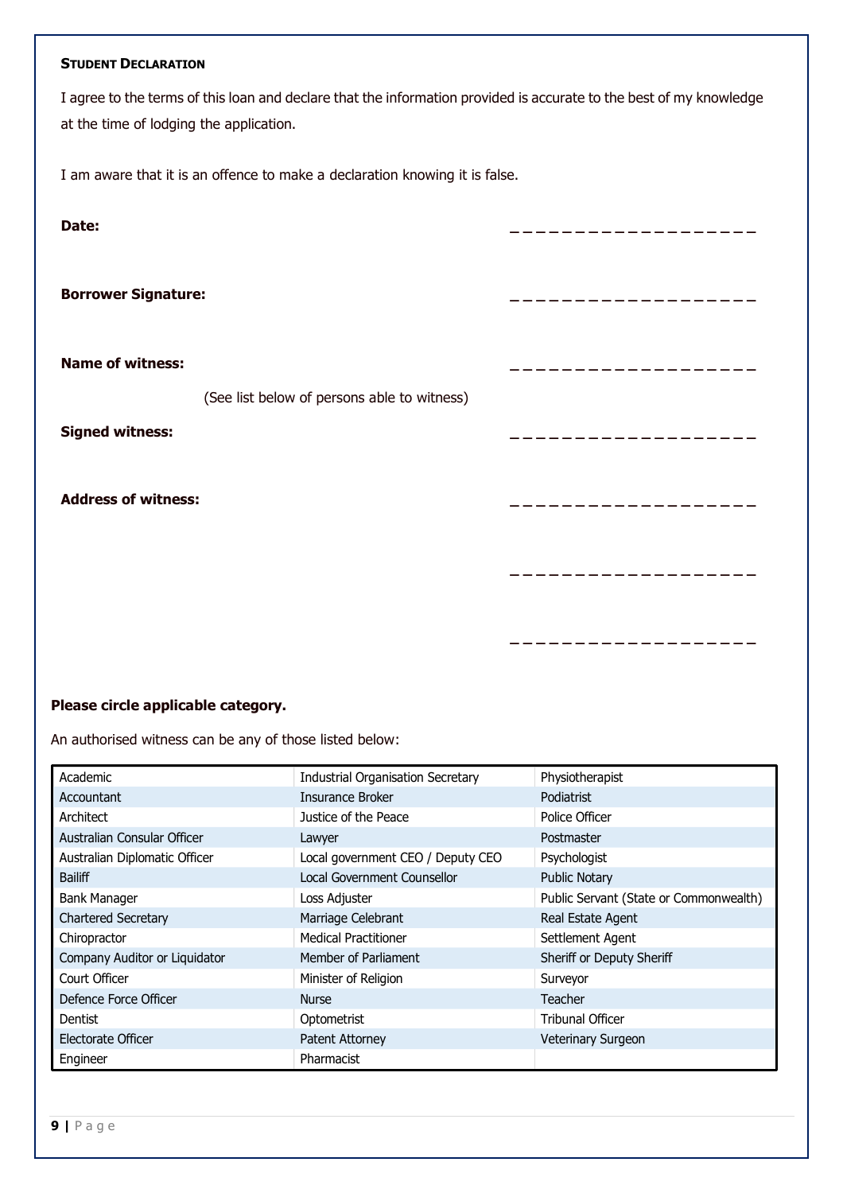### STUDENT DECLARATION

I agree to the terms of this loan and declare that the information provided is accurate to the best of my knowledge at the time of lodging the application.

I am aware that it is an offence to make a declaration knowing it is false.

**Date:** \_\_\_\_\_\_\_\_\_\_\_\_\_\_\_\_\_\_\_\_

**Borrower Signature:** \_\_\_\_\_\_\_\_\_\_\_\_\_\_\_\_\_\_\_\_

**Name of witness:** \_\_\_\_\_\_\_\_\_\_\_\_\_\_\_\_\_\_\_\_

(See list below of persons able to witness)

**Signed witness:** \_\_\_\_\_\_\_\_\_\_\_\_\_\_\_\_\_\_\_\_

**Address of witness:** \_\_\_\_\_\_\_\_\_\_\_\_\_\_\_\_\_\_\_\_

\_\_\_\_\_\_\_\_\_\_\_\_\_\_\_\_\_\_\_\_

\_\_\_\_\_\_\_\_\_\_\_\_\_\_\_\_\_\_\_\_

**Please circle applicable category.**

An authorised witness can be any of those listed below:

| | | |
|---|---|---|
| Academic | Industrial Organisation Secretary | Physiotherapist |
| Accountant | Insurance Broker | Podiatrist |
| Architect | Justice of the Peace | Police Officer |
| Australian Consular Officer | Lawyer | Postmaster |
| Australian Diplomatic Officer | Local government CEO / Deputy CEO | Psychologist |
| Bailiff | Local Government Counsellor | Public Notary |
| Bank Manager | Loss Adjuster | Public Servant (State or Commonwealth) |
| Chartered Secretary | Marriage Celebrant | Real Estate Agent |
| Chiropractor | Medical Practitioner | Settlement Agent |
| Company Auditor or Liquidator | Member of Parliament | Sheriff or Deputy Sheriff |
| Court Officer | Minister of Religion | Surveyor |
| Defence Force Officer | Nurse | Teacher |
| Dentist | Optometrist | Tribunal Officer |
| Electorate Officer | Patent Attorney | Veterinary Surgeon |
| Engineer | Pharmacist | |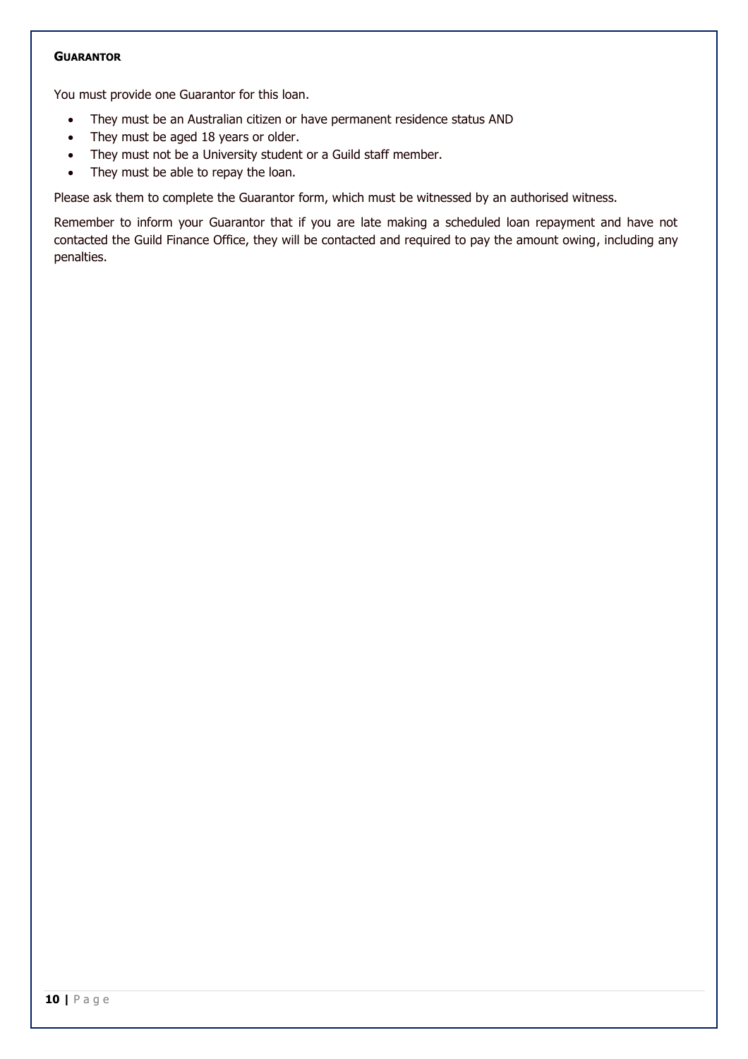### GUARANTOR

You must provide one Guarantor for this loan.

- They must be an Australian citizen or have permanent residence status AND
- They must be aged 18 years or older.
- They must not be a University student or a Guild staff member.
- They must be able to repay the loan.

Please ask them to complete the Guarantor form, which must be witnessed by an authorised witness.

Remember to inform your Guarantor that if you are late making a scheduled loan repayment and have not contacted the Guild Finance Office, they will be contacted and required to pay the amount owing, including any penalties.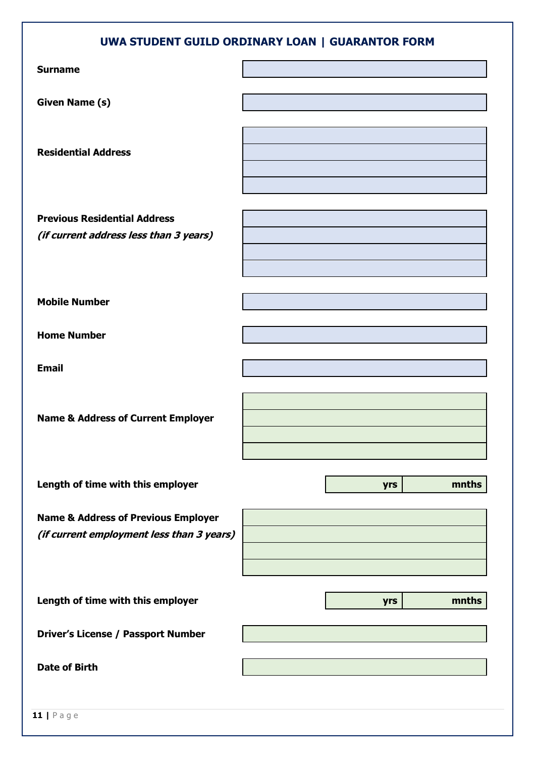## UWA STUDENT GUILD ORDINARY LOAN | GUARANTOR FORM

| | |
|---|---|
| **Surname** | |
| **Given Name (s)** | |
| **Residential Address** | |
| | |
| | |
| | |
| **Previous Residential Address** *(if current address less than 3 years)* | |
| | |
| | |
| | |
| **Mobile Number** | |
| **Home Number** | |
| **Email** | |
| **Name & Address of Current Employer** | |
| | |
| | |
| | |
| **Length of time with this employer** | **yrs** **mnths** |
| **Name & Address of Previous Employer** *(if current employment less than 3 years)* | |
| | |
| | |
| | |
| **Length of time with this employer** | **yrs** **mnths** |
| **Driver's License / Passport Number** | |
| **Date of Birth** | |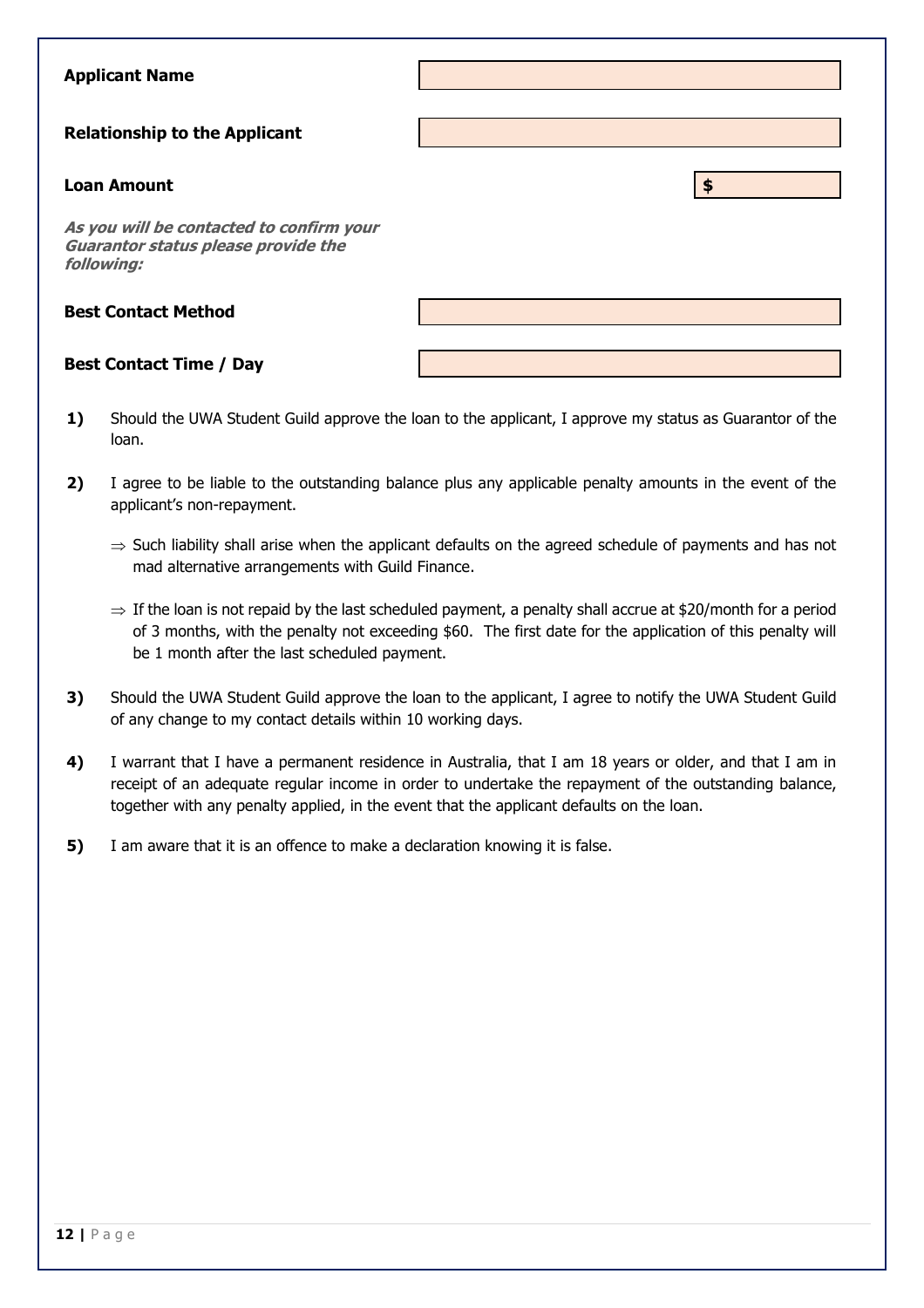| | |
|---|---|
| **Applicant Name** | |
| **Relationship to the Applicant** | |
| **Loan Amount** | $ |

***As you will be contacted to confirm your Guarantor status please provide the following:***

| | |
|---|---|
| **Best Contact Method** | |
| **Best Contact Time / Day** | |

**1)** Should the UWA Student Guild approve the loan to the applicant, I approve my status as Guarantor of the loan.

**2)** I agree to be liable to the outstanding balance plus any applicable penalty amounts in the event of the applicant's non-repayment.

- ⇒ Such liability shall arise when the applicant defaults on the agreed schedule of payments and has not mad alternative arrangements with Guild Finance.
- ⇒ If the loan is not repaid by the last scheduled payment, a penalty shall accrue at $20/month for a period of 3 months, with the penalty not exceeding $60. The first date for the application of this penalty will be 1 month after the last scheduled payment.

**3)** Should the UWA Student Guild approve the loan to the applicant, I agree to notify the UWA Student Guild of any change to my contact details within 10 working days.

**4)** I warrant that I have a permanent residence in Australia, that I am 18 years or older, and that I am in receipt of an adequate regular income in order to undertake the repayment of the outstanding balance, together with any penalty applied, in the event that the applicant defaults on the loan.

**5)** I am aware that it is an offence to make a declaration knowing it is false.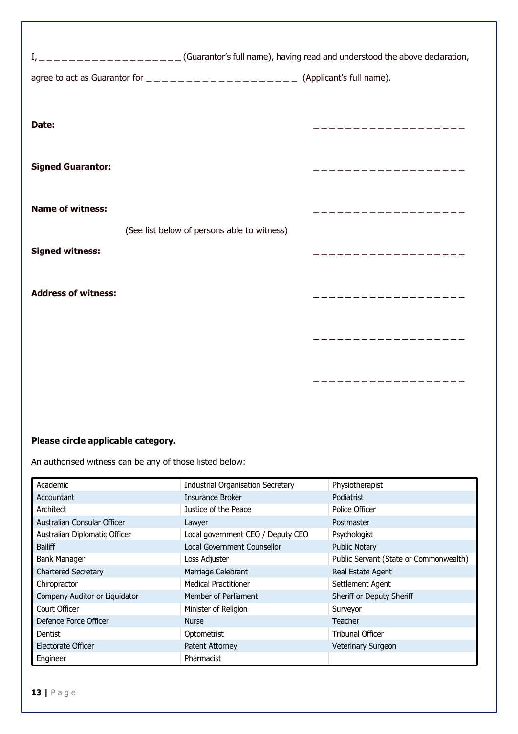I, ____________________ (Guarantor's full name), having read and understood the above declaration,

agree to act as Guarantor for ____________________ (Applicant's full name).

**Date:** ____________________

**Signed Guarantor:** ____________________

**Name of witness:** ____________________

(See list below of persons able to witness)

**Signed witness:** ____________________

**Address of witness:** ____________________

____________________

____________________

**Please circle applicable category.**

An authorised witness can be any of those listed below:

| | | |
|---|---|---|
| Academic | Industrial Organisation Secretary | Physiotherapist |
| Accountant | Insurance Broker | Podiatrist |
| Architect | Justice of the Peace | Police Officer |
| Australian Consular Officer | Lawyer | Postmaster |
| Australian Diplomatic Officer | Local government CEO / Deputy CEO | Psychologist |
| Bailiff | Local Government Counsellor | Public Notary |
| Bank Manager | Loss Adjuster | Public Servant (State or Commonwealth) |
| Chartered Secretary | Marriage Celebrant | Real Estate Agent |
| Chiropractor | Medical Practitioner | Settlement Agent |
| Company Auditor or Liquidator | Member of Parliament | Sheriff or Deputy Sheriff |
| Court Officer | Minister of Religion | Surveyor |
| Defence Force Officer | Nurse | Teacher |
| Dentist | Optometrist | Tribunal Officer |
| Electorate Officer | Patent Attorney | Veterinary Surgeon |
| Engineer | Pharmacist | |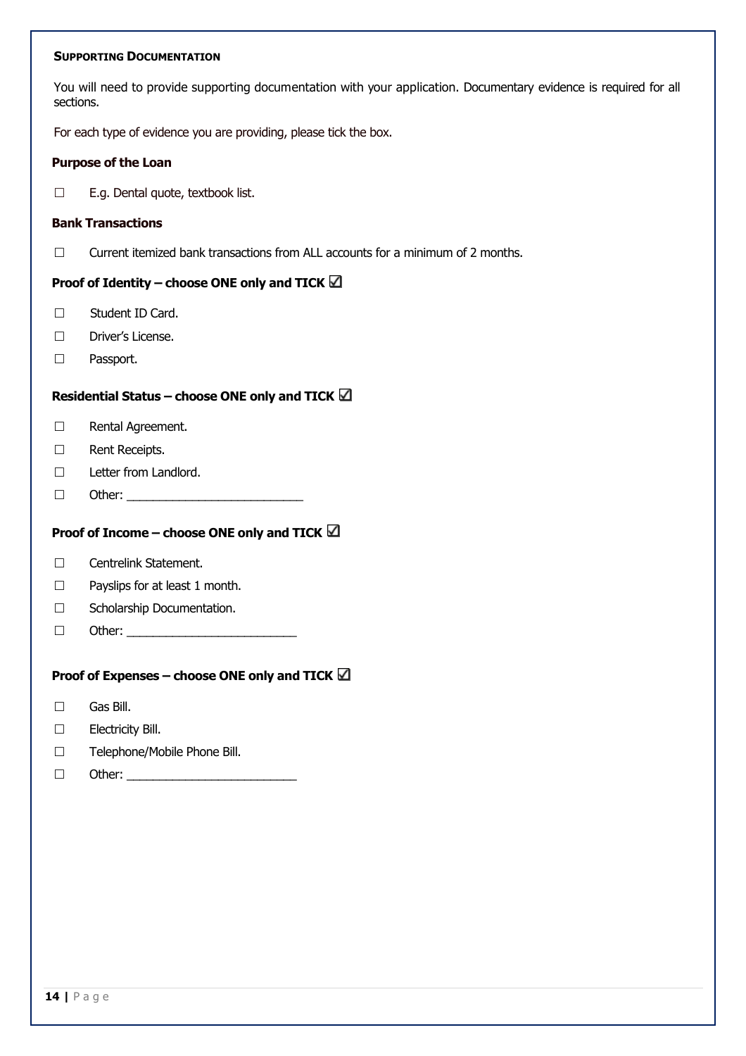## Supporting Documentation

You will need to provide supporting documentation with your application. Documentary evidence is required for all sections.

For each type of evidence you are providing, please tick the box.

**Purpose of the Loan**

☐ E.g. Dental quote, textbook list.

**Bank Transactions**

☐ Current itemized bank transactions from ALL accounts for a minimum of 2 months.

**Proof of Identity – choose ONE only and TICK ☑**

☐ Student ID Card.

☐ Driver's License.

☐ Passport.

**Residential Status – choose ONE only and TICK ☑**

☐ Rental Agreement.

☐ Rent Receipts.

☐ Letter from Landlord.

☐ Other: __________________________

**Proof of Income – choose ONE only and TICK ☑**

☐ Centrelink Statement.

☐ Payslips for at least 1 month.

☐ Scholarship Documentation.

☐ Other: _________________________

**Proof of Expenses – choose ONE only and TICK ☑**

☐ Gas Bill.

☐ Electricity Bill.

☐ Telephone/Mobile Phone Bill.

☐ Other: _________________________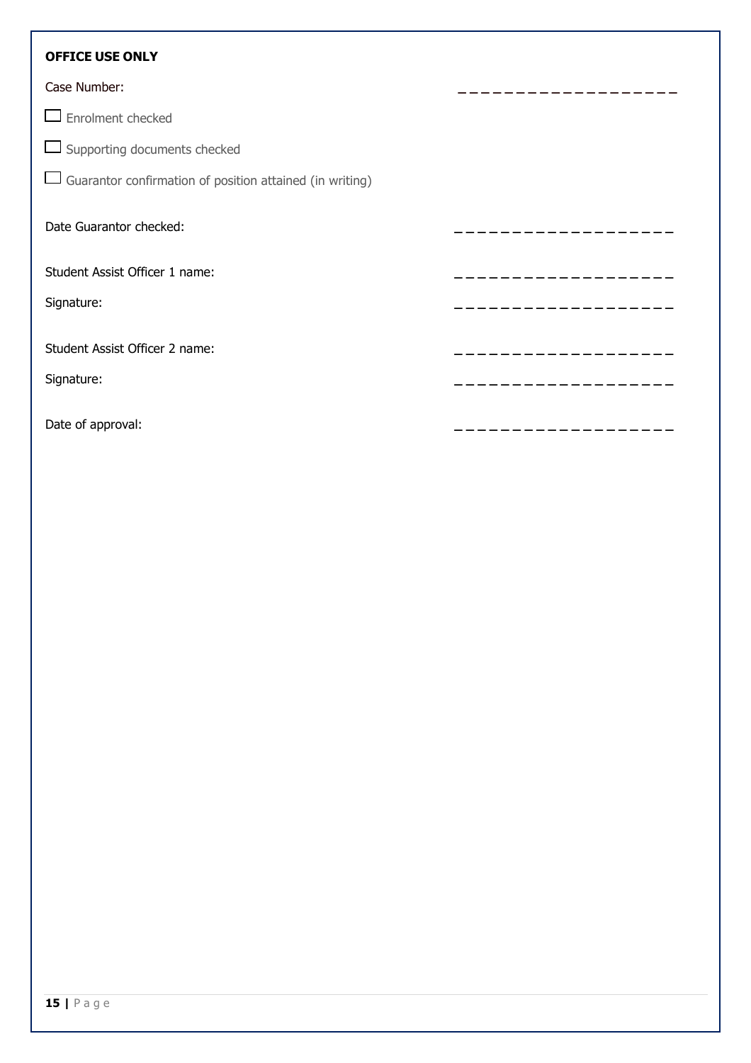**OFFICE USE ONLY**

Case Number: ___________________

☐ Enrolment checked

☐ Supporting documents checked

☐ Guarantor confirmation of position attained (in writing)

Date Guarantor checked: ___________________

Student Assist Officer 1 name: ___________________

Signature: ___________________

Student Assist Officer 2 name: ___________________

Signature: ___________________

Date of approval: ___________________